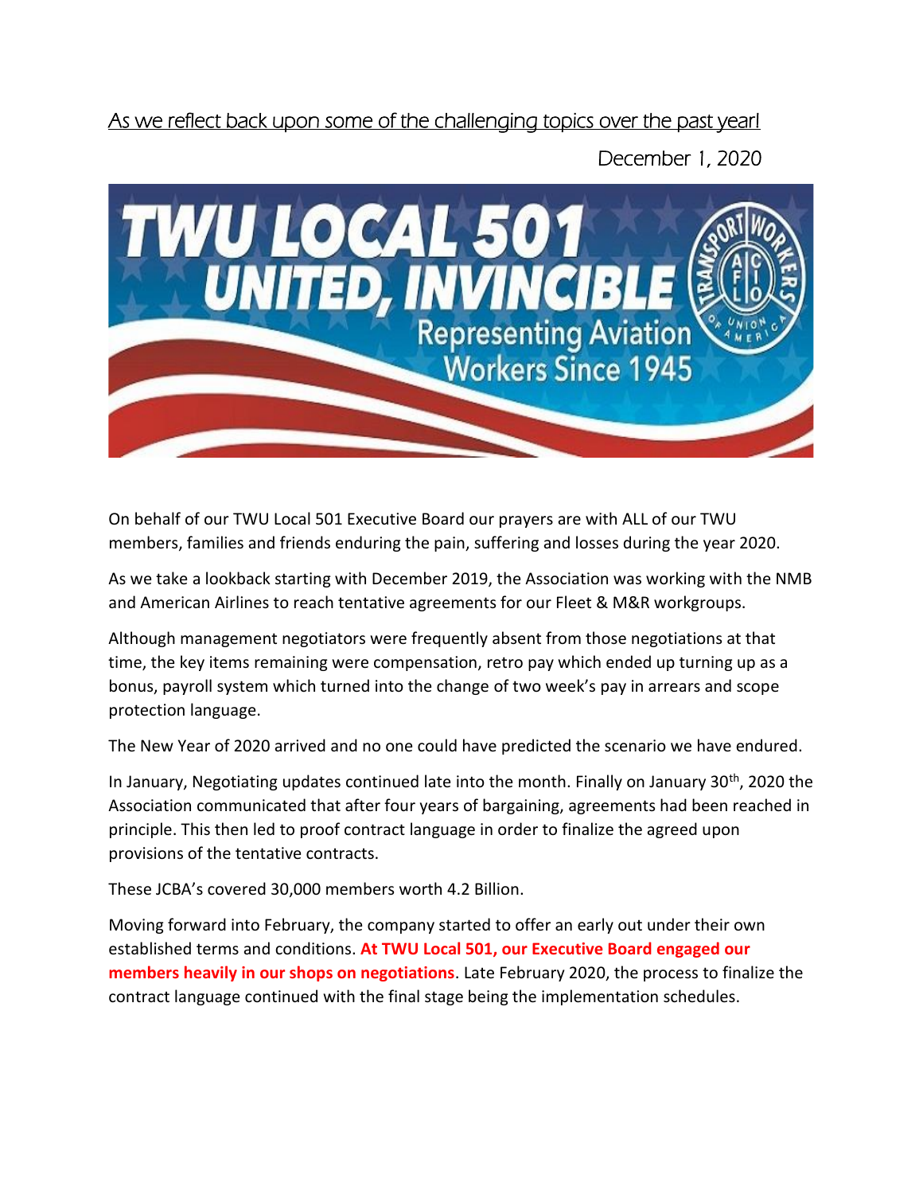As we reflect back upon some of the challenging topics over the past year!

December 1, 2020

TWU LOCAL 501 UNITED, INVINCIBLE Representing Aviation Workers Since 1945

On behalf of our TWU Local 501 Executive Board our prayers are with ALL of our TWU members, families and friends enduring the pain, suffering and losses during the year 2020.

As we take a lookback starting with December 2019, the Association was working with the NMB and American Airlines to reach tentative agreements for our Fleet & M&R workgroups.

Although management negotiators were frequently absent from those negotiations at that time, the key items remaining were compensation, retro pay which ended up turning up as a bonus, payroll system which turned into the change of two week's pay in arrears and scope protection language.

The New Year of 2020 arrived and no one could have predicted the scenario we have endured.

In January, Negotiating updates continued late into the month. Finally on January 30th, 2020 the Association communicated that after four years of bargaining, agreements had been reached in principle. This then led to proof contract language in order to finalize the agreed upon provisions of the tentative contracts.

These JCBA's covered 30,000 members worth 4.2 Billion.

Moving forward into February, the company started to offer an early out under their own established terms and conditions. **At TWU Local 501, our Executive Board engaged our members heavily in our shops on negotiations**. Late February 2020, the process to finalize the contract language continued with the final stage being the implementation schedules.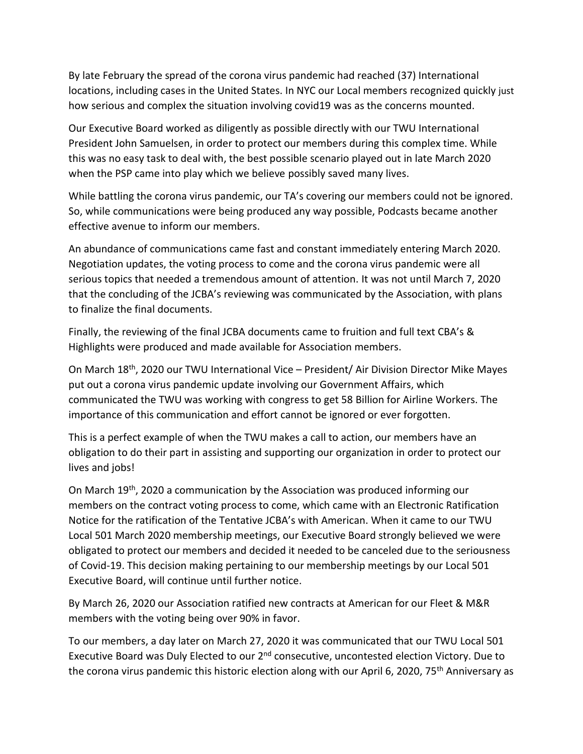By late February the spread of the corona virus pandemic had reached (37) International locations, including cases in the United States. In NYC our Local members recognized quickly just how serious and complex the situation involving covid19 was as the concerns mounted.

Our Executive Board worked as diligently as possible directly with our TWU International President John Samuelsen, in order to protect our members during this complex time. While this was no easy task to deal with, the best possible scenario played out in late March 2020 when the PSP came into play which we believe possibly saved many lives.

While battling the corona virus pandemic, our TA's covering our members could not be ignored. So, while communications were being produced any way possible, Podcasts became another effective avenue to inform our members.

An abundance of communications came fast and constant immediately entering March 2020. Negotiation updates, the voting process to come and the corona virus pandemic were all serious topics that needed a tremendous amount of attention. It was not until March 7, 2020 that the concluding of the JCBA's reviewing was communicated by the Association, with plans to finalize the final documents.

Finally, the reviewing of the final JCBA documents came to fruition and full text CBA's & Highlights were produced and made available for Association members.

On March 18th, 2020 our TWU International Vice – President/ Air Division Director Mike Mayes put out a corona virus pandemic update involving our Government Affairs, which communicated the TWU was working with congress to get 58 Billion for Airline Workers. The importance of this communication and effort cannot be ignored or ever forgotten.

This is a perfect example of when the TWU makes a call to action, our members have an obligation to do their part in assisting and supporting our organization in order to protect our lives and jobs!

On March 19th, 2020 a communication by the Association was produced informing our members on the contract voting process to come, which came with an Electronic Ratification Notice for the ratification of the Tentative JCBA's with American. When it came to our TWU Local 501 March 2020 membership meetings, our Executive Board strongly believed we were obligated to protect our members and decided it needed to be canceled due to the seriousness of Covid-19. This decision making pertaining to our membership meetings by our Local 501 Executive Board, will continue until further notice.

By March 26, 2020 our Association ratified new contracts at American for our Fleet & M&R members with the voting being over 90% in favor.

To our members, a day later on March 27, 2020 it was communicated that our TWU Local 501 Executive Board was Duly Elected to our 2nd consecutive, uncontested election Victory. Due to the corona virus pandemic this historic election along with our April 6, 2020, 75th Anniversary as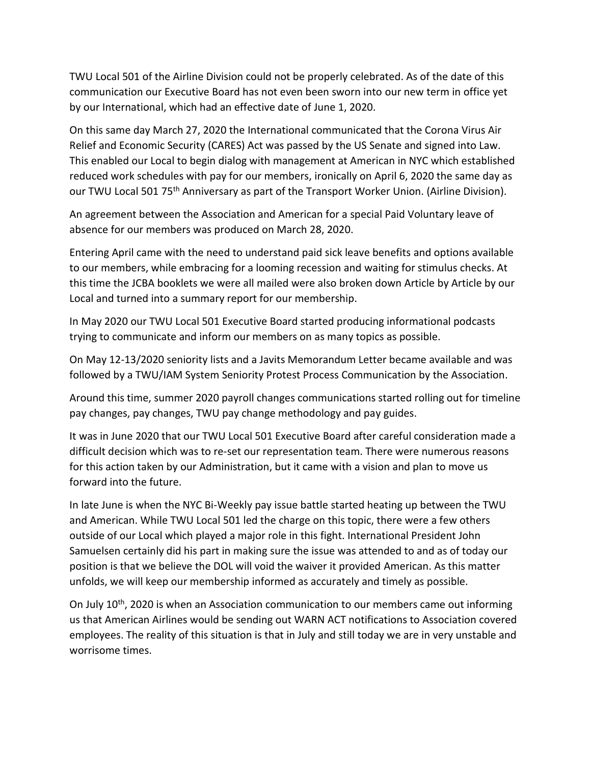TWU Local 501 of the Airline Division could not be properly celebrated. As of the date of this communication our Executive Board has not even been sworn into our new term in office yet by our International, which had an effective date of June 1, 2020.

On this same day March 27, 2020 the International communicated that the Corona Virus Air Relief and Economic Security (CARES) Act was passed by the US Senate and signed into Law. This enabled our Local to begin dialog with management at American in NYC which established reduced work schedules with pay for our members, ironically on April 6, 2020 the same day as our TWU Local 501 75th Anniversary as part of the Transport Worker Union. (Airline Division).

An agreement between the Association and American for a special Paid Voluntary leave of absence for our members was produced on March 28, 2020.

Entering April came with the need to understand paid sick leave benefits and options available to our members, while embracing for a looming recession and waiting for stimulus checks. At this time the JCBA booklets we were all mailed were also broken down Article by Article by our Local and turned into a summary report for our membership.

In May 2020 our TWU Local 501 Executive Board started producing informational podcasts trying to communicate and inform our members on as many topics as possible.

On May 12-13/2020 seniority lists and a Javits Memorandum Letter became available and was followed by a TWU/IAM System Seniority Protest Process Communication by the Association.

Around this time, summer 2020 payroll changes communications started rolling out for timeline pay changes, pay changes, TWU pay change methodology and pay guides.

It was in June 2020 that our TWU Local 501 Executive Board after careful consideration made a difficult decision which was to re-set our representation team. There were numerous reasons for this action taken by our Administration, but it came with a vision and plan to move us forward into the future.

In late June is when the NYC Bi-Weekly pay issue battle started heating up between the TWU and American. While TWU Local 501 led the charge on this topic, there were a few others outside of our Local which played a major role in this fight. International President John Samuelsen certainly did his part in making sure the issue was attended to and as of today our position is that we believe the DOL will void the waiver it provided American. As this matter unfolds, we will keep our membership informed as accurately and timely as possible.

On July 10th, 2020 is when an Association communication to our members came out informing us that American Airlines would be sending out WARN ACT notifications to Association covered employees. The reality of this situation is that in July and still today we are in very unstable and worrisome times.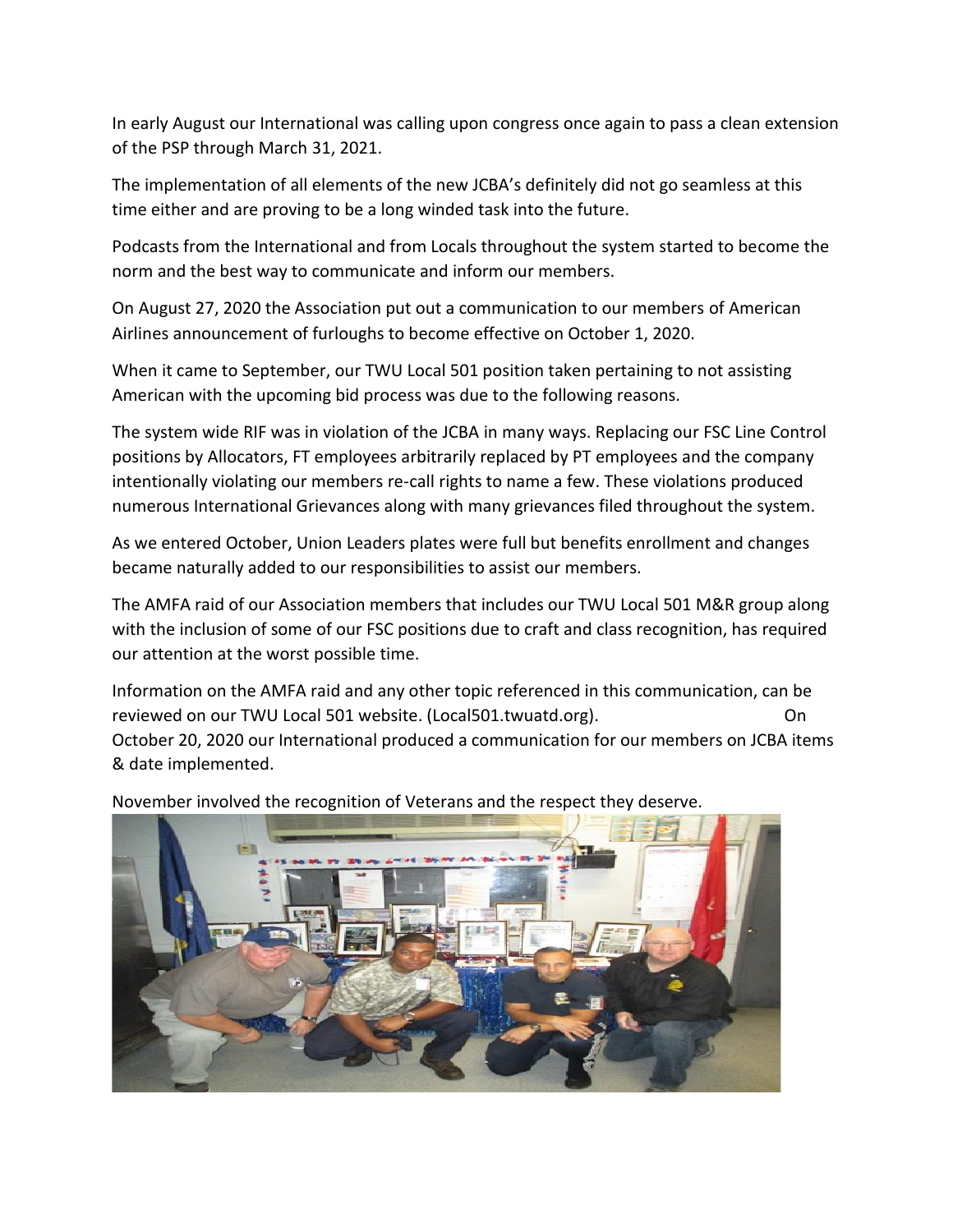In early August our International was calling upon congress once again to pass a clean extension of the PSP through March 31, 2021.

The implementation of all elements of the new JCBA's definitely did not go seamless at this time either and are proving to be a long winded task into the future.

Podcasts from the International and from Locals throughout the system started to become the norm and the best way to communicate and inform our members.

On August 27, 2020 the Association put out a communication to our members of American Airlines announcement of furloughs to become effective on October 1, 2020.

When it came to September, our TWU Local 501 position taken pertaining to not assisting American with the upcoming bid process was due to the following reasons.

The system wide RIF was in violation of the JCBA in many ways. Replacing our FSC Line Control positions by Allocators, FT employees arbitrarily replaced by PT employees and the company intentionally violating our members re-call rights to name a few. These violations produced numerous International Grievances along with many grievances filed throughout the system.

As we entered October, Union Leaders plates were full but benefits enrollment and changes became naturally added to our responsibilities to assist our members.

The AMFA raid of our Association members that includes our TWU Local 501 M&R group along with the inclusion of some of our FSC positions due to craft and class recognition, has required our attention at the worst possible time.

Information on the AMFA raid and any other topic referenced in this communication, can be reviewed on our TWU Local 501 website. (Local501.twuatd.org). On October 20, 2020 our International produced a communication for our members on JCBA items & date implemented.

November involved the recognition of Veterans and the respect they deserve.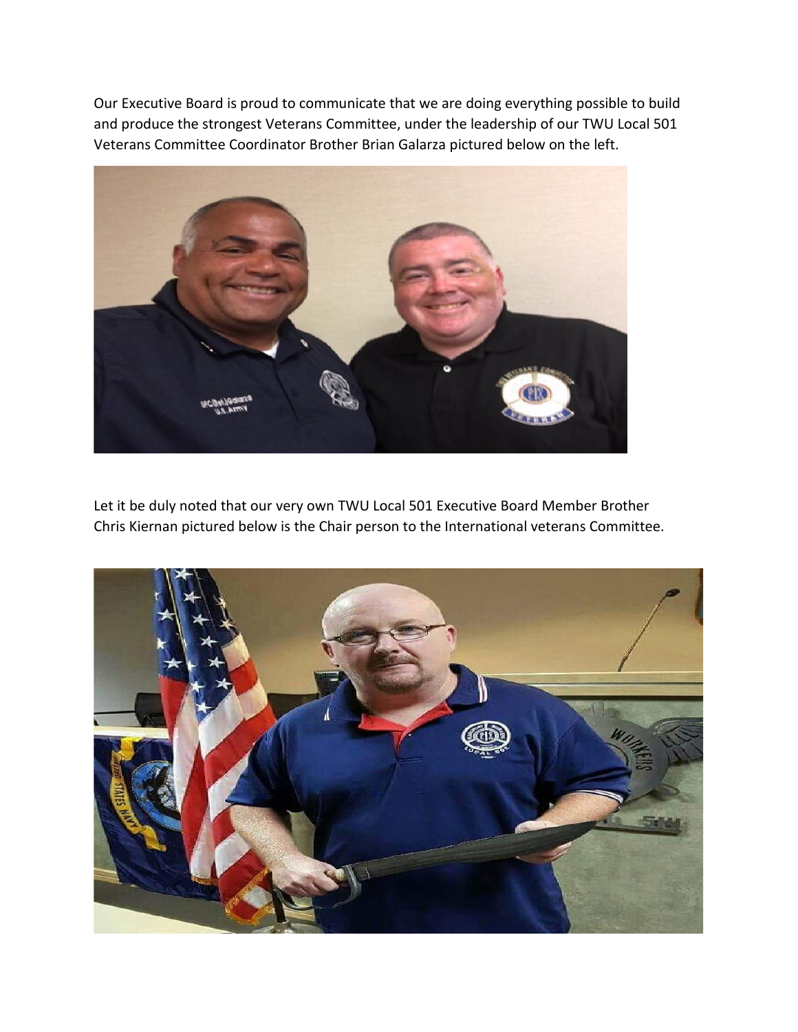Our Executive Board is proud to communicate that we are doing everything possible to build and produce the strongest Veterans Committee, under the leadership of our TWU Local 501 Veterans Committee Coordinator Brother Brian Galarza pictured below on the left.

Let it be duly noted that our very own TWU Local 501 Executive Board Member Brother Chris Kiernan pictured below is the Chair person to the International veterans Committee.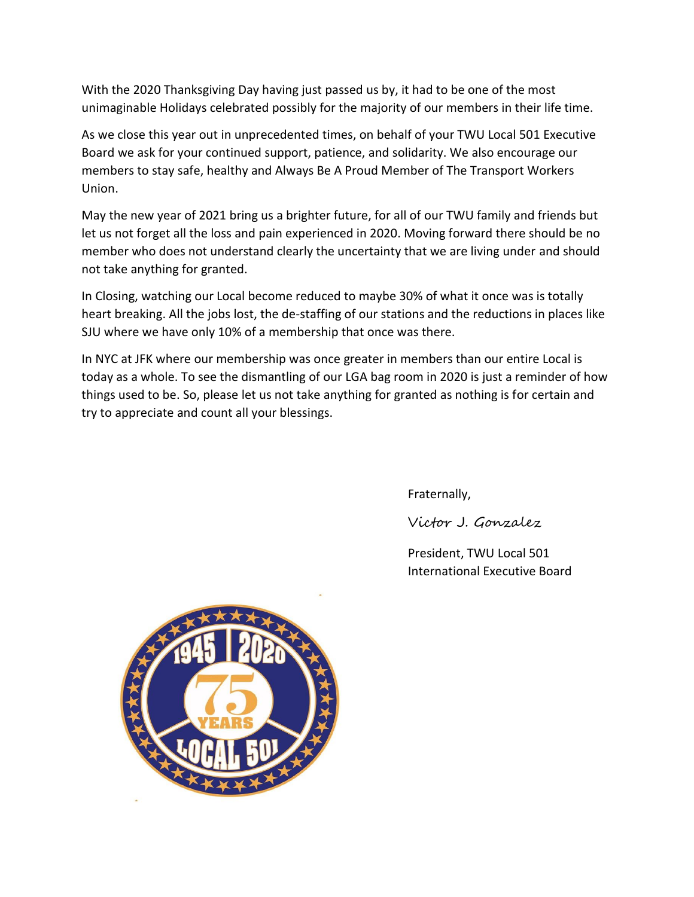With the 2020 Thanksgiving Day having just passed us by, it had to be one of the most unimaginable Holidays celebrated possibly for the majority of our members in their life time.

As we close this year out in unprecedented times, on behalf of your TWU Local 501 Executive Board we ask for your continued support, patience, and solidarity. We also encourage our members to stay safe, healthy and Always Be A Proud Member of The Transport Workers Union.

May the new year of 2021 bring us a brighter future, for all of our TWU family and friends but let us not forget all the loss and pain experienced in 2020. Moving forward there should be no member who does not understand clearly the uncertainty that we are living under and should not take anything for granted.

In Closing, watching our Local become reduced to maybe 30% of what it once was is totally heart breaking. All the jobs lost, the de-staffing of our stations and the reductions in places like SJU where we have only 10% of a membership that once was there.

In NYC at JFK where our membership was once greater in members than our entire Local is today as a whole. To see the dismantling of our LGA bag room in 2020 is just a reminder of how things used to be. So, please let us not take anything for granted as nothing is for certain and try to appreciate and count all your blessings.

Fraternally,

Victor J. Gonzalez

President, TWU Local 501
International Executive Board

1945 | 2020
75 YEARS
LOCAL 501